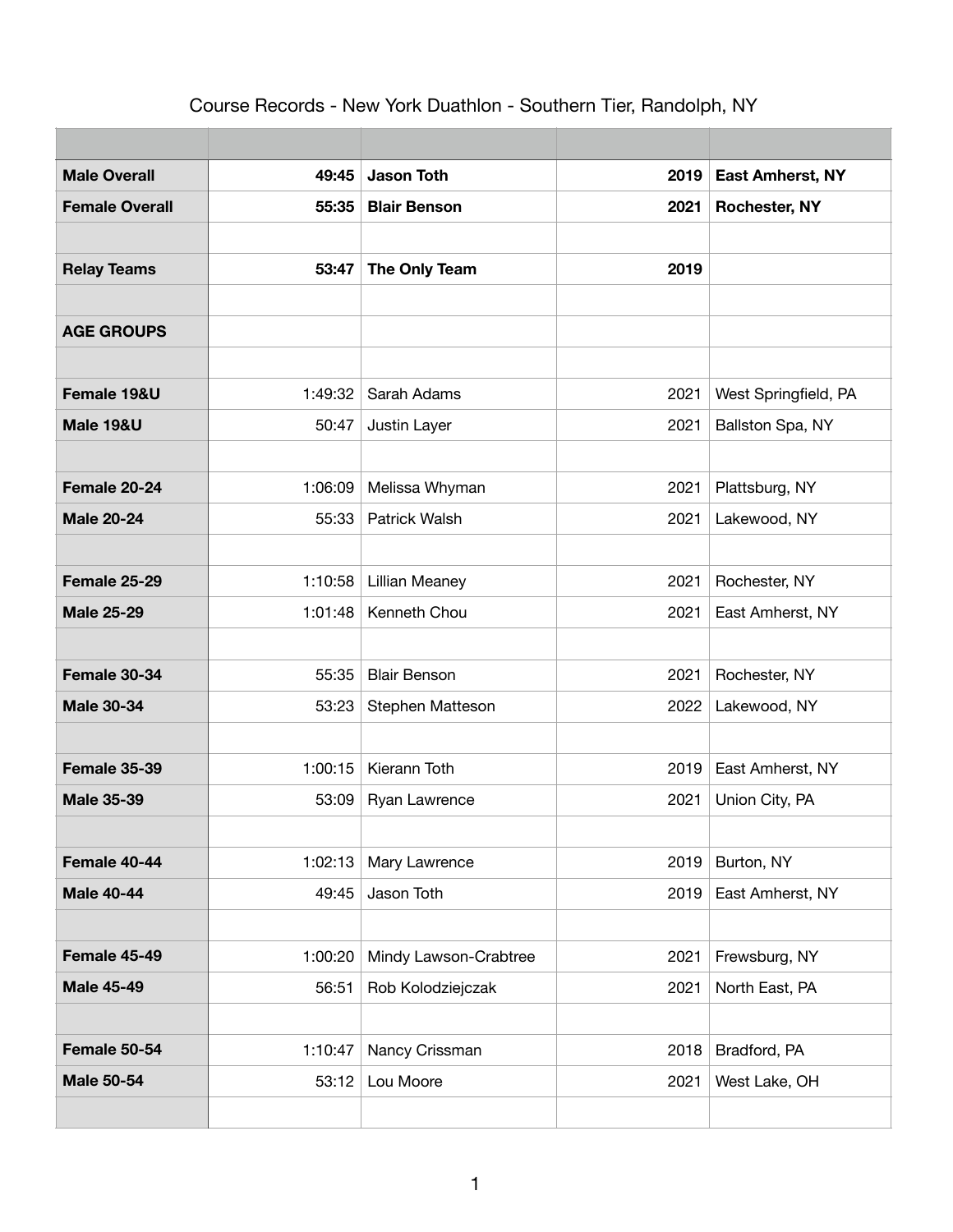# Course Records - New York Duathlon - Southern Tier, Randolph, NY

| | | | | |
|---|---|---|---|---|
| **Male Overall** | **49:45** | **Jason Toth** | **2019** | **East Amherst, NY** |
| **Female Overall** | **55:35** | **Blair Benson** | **2021** | **Rochester, NY** |
| | | | | |
| **Relay Teams** | **53:47** | **The Only Team** | **2019** | |
| | | | | |
| **AGE GROUPS** | | | | |
| | | | | |
| **Female 19&U** | 1:49:32 | Sarah Adams | 2021 | West Springfield, PA |
| **Male 19&U** | 50:47 | Justin Layer | 2021 | Ballston Spa, NY |
| | | | | |
| **Female 20-24** | 1:06:09 | Melissa Whyman | 2021 | Plattsburg, NY |
| **Male 20-24** | 55:33 | Patrick Walsh | 2021 | Lakewood, NY |
| | | | | |
| **Female 25-29** | 1:10:58 | Lillian Meaney | 2021 | Rochester, NY |
| **Male 25-29** | 1:01:48 | Kenneth Chou | 2021 | East Amherst, NY |
| | | | | |
| **Female 30-34** | 55:35 | Blair Benson | 2021 | Rochester, NY |
| **Male 30-34** | 53:23 | Stephen Matteson | 2022 | Lakewood, NY |
| | | | | |
| **Female 35-39** | 1:00:15 | Kierann Toth | 2019 | East Amherst, NY |
| **Male 35-39** | 53:09 | Ryan Lawrence | 2021 | Union City, PA |
| | | | | |
| **Female 40-44** | 1:02:13 | Mary Lawrence | 2019 | Burton, NY |
| **Male 40-44** | 49:45 | Jason Toth | 2019 | East Amherst, NY |
| | | | | |
| **Female 45-49** | 1:00:20 | Mindy Lawson-Crabtree | 2021 | Frewsburg, NY |
| **Male 45-49** | 56:51 | Rob Kolodziejczak | 2021 | North East, PA |
| | | | | |
| **Female 50-54** | 1:10:47 | Nancy Crissman | 2018 | Bradford, PA |
| **Male 50-54** | 53:12 | Lou Moore | 2021 | West Lake, OH |
| | | | | |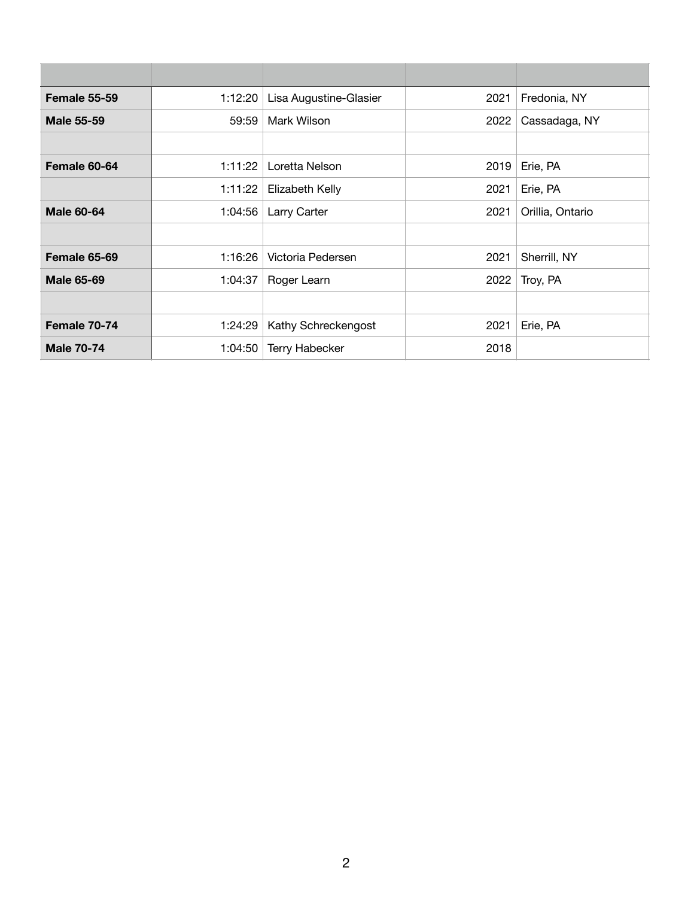| | | | | |
|---|---|---|---|---|
| **Female 55-59** | 1:12:20 | Lisa Augustine-Glasier | 2021 | Fredonia, NY |
| **Male 55-59** | 59:59 | Mark Wilson | 2022 | Cassadaga, NY |
| | | | | |
| **Female 60-64** | 1:11:22 | Loretta Nelson | 2019 | Erie, PA |
| | 1:11:22 | Elizabeth Kelly | 2021 | Erie, PA |
| **Male 60-64** | 1:04:56 | Larry Carter | 2021 | Orillia, Ontario |
| | | | | |
| **Female 65-69** | 1:16:26 | Victoria Pedersen | 2021 | Sherrill, NY |
| **Male 65-69** | 1:04:37 | Roger Learn | 2022 | Troy, PA |
| | | | | |
| **Female 70-74** | 1:24:29 | Kathy Schreckengost | 2021 | Erie, PA |
| **Male 70-74** | 1:04:50 | Terry Habecker | 2018 | |